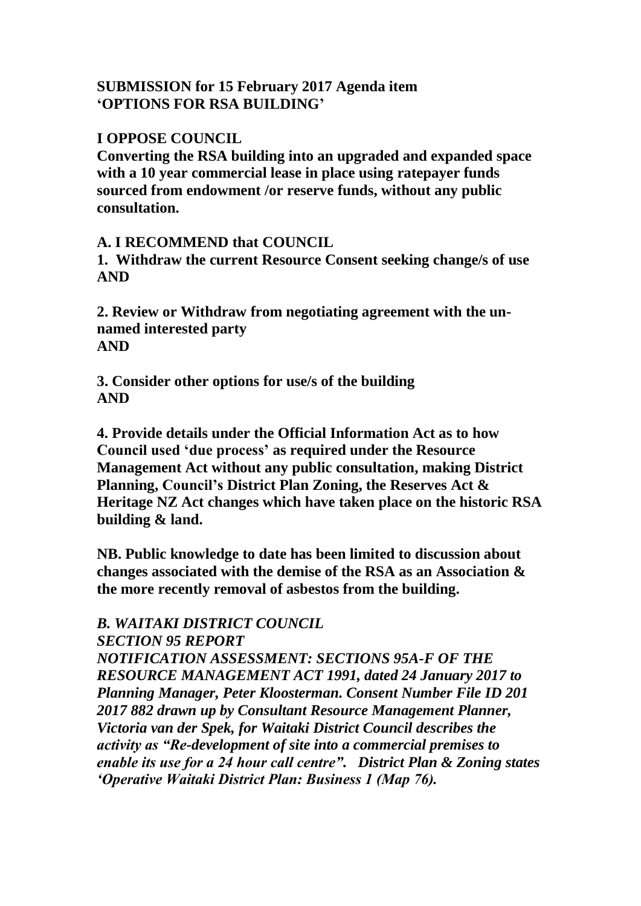**SUBMISSION for 15 February 2017 Agenda item 'OPTIONS FOR RSA BUILDING'**

**I OPPOSE COUNCIL**

**Converting the RSA building into an upgraded and expanded space with a 10 year commercial lease in place using ratepayer funds sourced from endowment /or reserve funds, without any public consultation.**

**A. I RECOMMEND that COUNCIL**

**1. Withdraw the current Resource Consent seeking change/s of use AND**

**2. Review or Withdraw from negotiating agreement with the un-named interested party AND**

**3. Consider other options for use/s of the building AND**

**4. Provide details under the Official Information Act as to how Council used 'due process' as required under the Resource Management Act without any public consultation, making District Planning, Council's District Plan Zoning, the Reserves Act & Heritage NZ Act changes which have taken place on the historic RSA building & land.**

**NB. Public knowledge to date has been limited to discussion about changes associated with the demise of the RSA as an Association & the more recently removal of asbestos from the building.**

***B. WAITAKI DISTRICT COUNCIL SECTION 95 REPORT NOTIFICATION ASSESSMENT: SECTIONS 95A-F OF THE RESOURCE MANAGEMENT ACT 1991, dated 24 January 2017 to Planning Manager, Peter Kloosterman. Consent Number File ID 201 2017 882 drawn up by Consultant Resource Management Planner, Victoria van der Spek, for Waitaki District Council describes the activity as "Re-development of site into a commercial premises to enable its use for a 24 hour call centre". District Plan & Zoning states 'Operative Waitaki District Plan: Business 1 (Map 76).***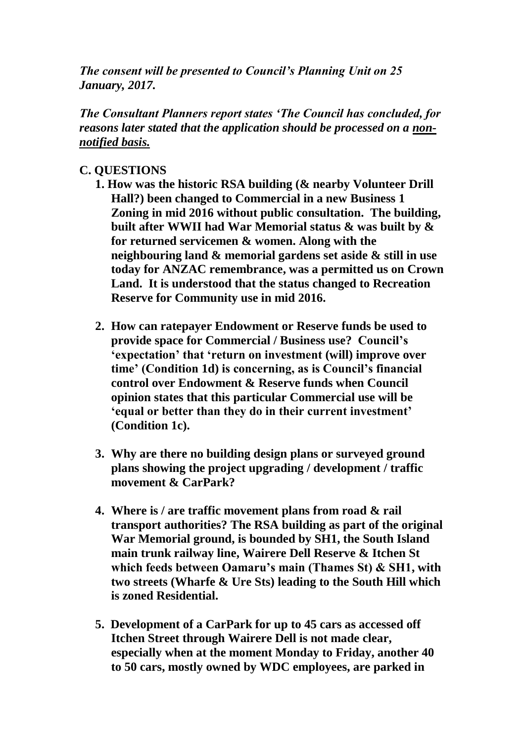***The consent will be presented to Council's Planning Unit on 25 January, 2017.***

***The Consultant Planners report states 'The Council has concluded, for reasons later stated that the application should be processed on a <u>non-notified basis.</u>***

## C. QUESTIONS

1. **How was the historic RSA building (& nearby Volunteer Drill Hall?) been changed to Commercial in a new Business 1 Zoning in mid 2016 without public consultation. The building, built after WWII had War Memorial status & was built by & for returned servicemen & women. Along with the neighbouring land & memorial gardens set aside & still in use today for ANZAC remembrance, was a permitted us on Crown Land. It is understood that the status changed to Recreation Reserve for Community use in mid 2016.**

2. **How can ratepayer Endowment or Reserve funds be used to provide space for Commercial / Business use? Council's 'expectation' that 'return on investment (will) improve over time' (Condition 1d) is concerning, as is Council's financial control over Endowment & Reserve funds when Council opinion states that this particular Commercial use will be 'equal or better than they do in their current investment' (Condition 1c).**

3. **Why are there no building design plans or surveyed ground plans showing the project upgrading / development / traffic movement & CarPark?**

4. **Where is / are traffic movement plans from road & rail transport authorities? The RSA building as part of the original War Memorial ground, is bounded by SH1, the South Island main trunk railway line, Wairere Dell Reserve & Itchen St which feeds between Oamaru's main (Thames St) & SH1, with two streets (Wharfe & Ure Sts) leading to the South Hill which is zoned Residential.**

5. **Development of a CarPark for up to 45 cars as accessed off Itchen Street through Wairere Dell is not made clear, especially when at the moment Monday to Friday, another 40 to 50 cars, mostly owned by WDC employees, are parked in**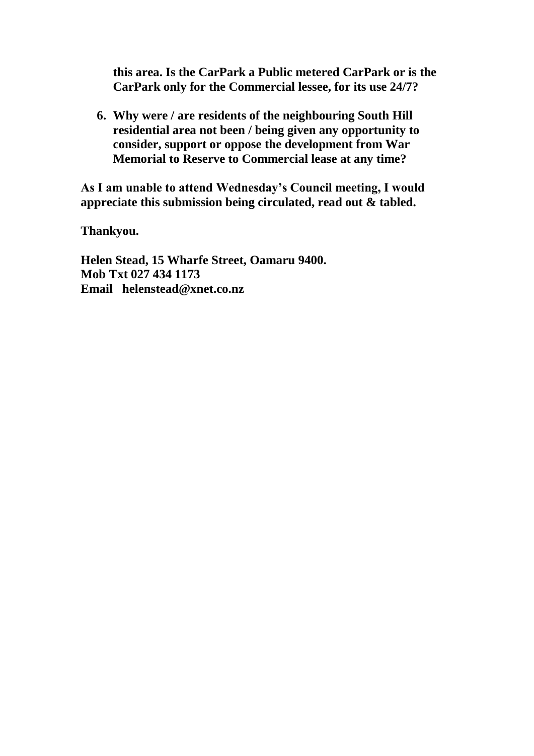**this area. Is the CarPark a Public metered CarPark or is the CarPark only for the Commercial lessee, for its use 24/7?**

6. **Why were / are residents of the neighbouring South Hill residential area not been / being given any opportunity to consider, support or oppose the development from War Memorial to Reserve to Commercial lease at any time?**

**As I am unable to attend Wednesday's Council meeting, I would appreciate this submission being circulated, read out & tabled.**

**Thankyou.**

**Helen Stead, 15 Wharfe Street, Oamaru 9400.**
**Mob Txt 027 434 1173**
**Email helenstead@xnet.co.nz**